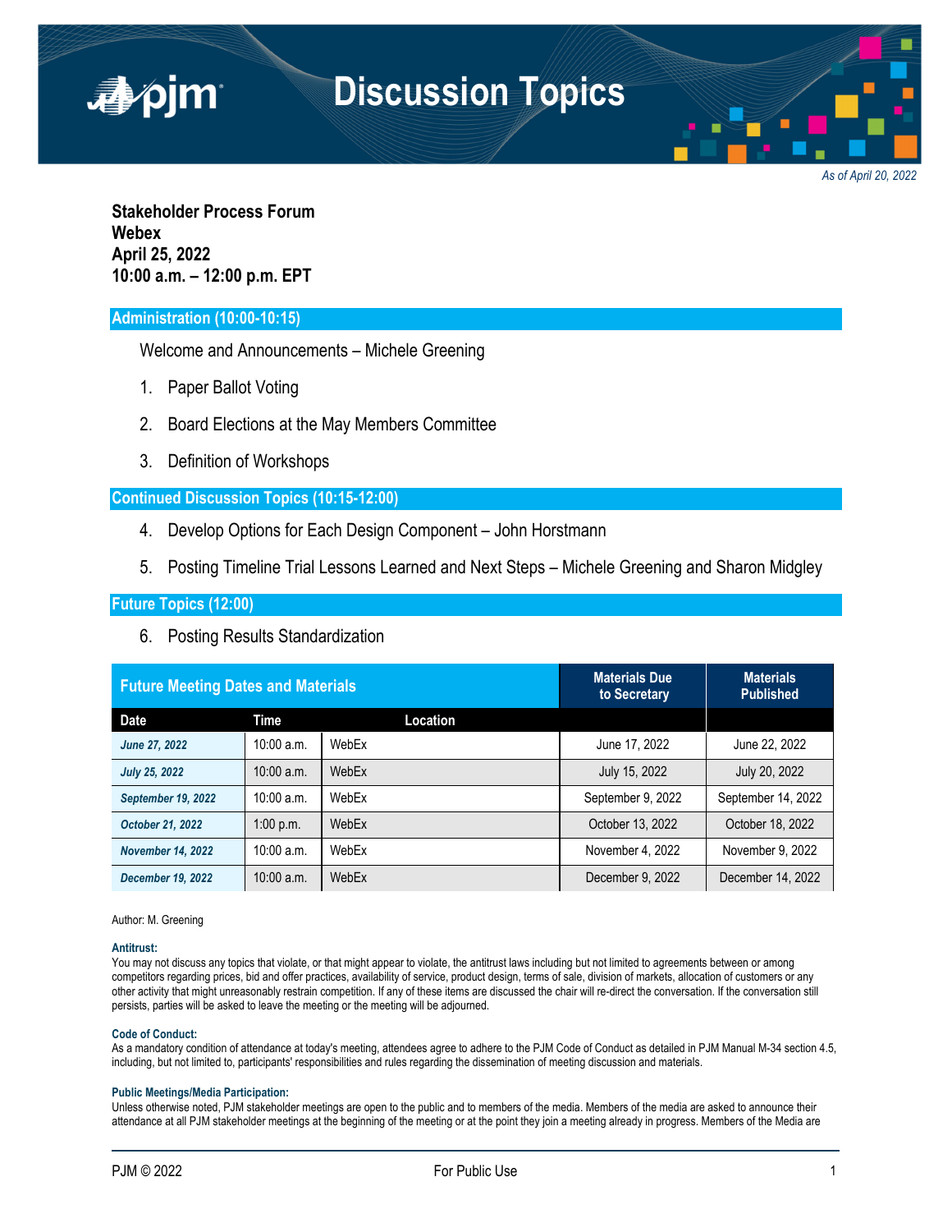# Discussion Topics

*As of April 20, 2022*

**Stakeholder Process Forum**
**Webex**
**April 25, 2022**
**10:00 a.m. – 12:00 p.m. EPT**

## Administration (10:00-10:15)

Welcome and Announcements – Michele Greening

1. Paper Ballot Voting
2. Board Elections at the May Members Committee
3. Definition of Workshops

## Continued Discussion Topics (10:15-12:00)

4. Develop Options for Each Design Component – John Horstmann
5. Posting Timeline Trial Lessons Learned and Next Steps – Michele Greening and Sharon Midgley

## Future Topics (12:00)

6. Posting Results Standardization

| Future Meeting Dates and Materials | | | Materials Due to Secretary | Materials Published |
|---|---|---|---|---|
| **Date** | **Time** | **Location** | | |
| *June 27, 2022* | 10:00 a.m. | WebEx | June 17, 2022 | June 22, 2022 |
| *July 25, 2022* | 10:00 a.m. | WebEx | July 15, 2022 | July 20, 2022 |
| *September 19, 2022* | 10:00 a.m. | WebEx | September 9, 2022 | September 14, 2022 |
| *October 21, 2022* | 1:00 p.m. | WebEx | October 13, 2022 | October 18, 2022 |
| *November 14, 2022* | 10:00 a.m. | WebEx | November 4, 2022 | November 9, 2022 |
| *December 19, 2022* | 10:00 a.m. | WebEx | December 9, 2022 | December 14, 2022 |

Author: M. Greening

**Antitrust:**
You may not discuss any topics that violate, or that might appear to violate, the antitrust laws including but not limited to agreements between or among competitors regarding prices, bid and offer practices, availability of service, product design, terms of sale, division of markets, allocation of customers or any other activity that might unreasonably restrain competition. If any of these items are discussed the chair will re-direct the conversation. If the conversation still persists, parties will be asked to leave the meeting or the meeting will be adjourned.

**Code of Conduct:**
As a mandatory condition of attendance at today's meeting, attendees agree to adhere to the PJM Code of Conduct as detailed in PJM Manual M-34 section 4.5, including, but not limited to, participants' responsibilities and rules regarding the dissemination of meeting discussion and materials.

**Public Meetings/Media Participation:**
Unless otherwise noted, PJM stakeholder meetings are open to the public and to members of the media. Members of the media are asked to announce their attendance at all PJM stakeholder meetings at the beginning of the meeting or at the point they join a meeting already in progress. Members of the Media are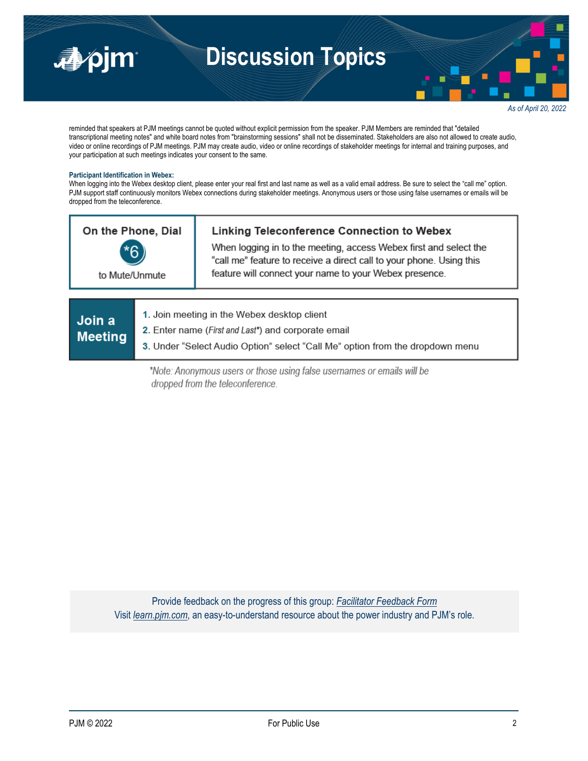reminded that speakers at PJM meetings cannot be quoted without explicit permission from the speaker. PJM Members are reminded that "detailed transcriptional meeting notes" and white board notes from "brainstorming sessions" shall not be disseminated. Stakeholders are also not allowed to create audio, video or online recordings of PJM meetings. PJM may create audio, video or online recordings of stakeholder meetings for internal and training purposes, and your participation at such meetings indicates your consent to the same.

**Participant Identification in Webex:**
When logging into the Webex desktop client, please enter your real first and last name as well as a valid email address. Be sure to select the "call me" option. PJM support staff continuously monitors Webex connections during stakeholder meetings. Anonymous users or those using false usernames or emails will be dropped from the teleconference.

| On the Phone, Dial *6 to Mute/Unmute | **Linking Teleconference Connection to Webex** When logging in to the meeting, access Webex first and select the "call me" feature to receive a direct call to your phone. Using this feature will connect your name to your Webex presence. |
|---|---|

**Join a Meeting**

1. Join meeting in the Webex desktop client
2. Enter name (*First and Last**) and corporate email
3. Under "Select Audio Option" select "Call Me" option from the dropdown menu

*\*Note: Anonymous users or those using false usernames or emails will be dropped from the teleconference.*

Provide feedback on the progress of this group: *Facilitator Feedback Form*
Visit *learn.pjm.com*, an easy-to-understand resource about the power industry and PJM's role.